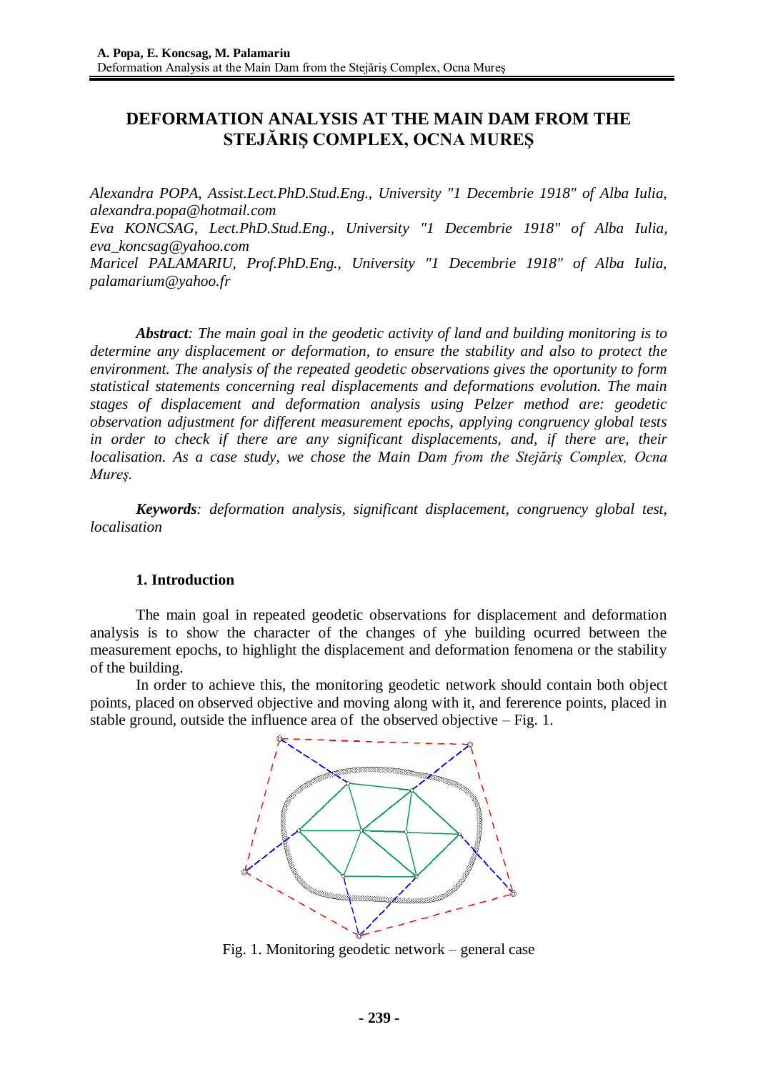# DEFORMATION ANALYSIS AT THE MAIN DAM FROM THE STEJĂRIŞ COMPLEX, OCNA MUREŞ

*Alexandra POPA, Assist.Lect.PhD.Stud.Eng., University "1 Decembrie 1918" of Alba Iulia, alexandra.popa@hotmail.com*
*Eva KONCSAG, Lect.PhD.Stud.Eng., University "1 Decembrie 1918" of Alba Iulia, eva_koncsag@yahoo.com*
*Maricel PALAMARIU, Prof.PhD.Eng., University "1 Decembrie 1918" of Alba Iulia, palamarium@yahoo.fr*

***Abstract**: The main goal in the geodetic activity of land and building monitoring is to determine any displacement or deformation, to ensure the stability and also to protect the environment. The analysis of the repeated geodetic observations gives the oportunity to form statistical statements concerning real displacements and deformations evolution. The main stages of displacement and deformation analysis using Pelzer method are: geodetic observation adjustment for different measurement epochs, applying congruency global tests in order to check if there are any significant displacements, and, if there are, their localisation. As a case study, we chose the Main Dam from the Stejăriş Complex, Ocna Mureş.*

***Keywords**: deformation analysis, significant displacement, congruency global test, localisation*

## 1. Introduction

The main goal in repeated geodetic observations for displacement and deformation analysis is to show the character of the changes of yhe building ocurred between the measurement epochs, to highlight the displacement and deformation fenomena or the stability of the building.

In order to achieve this, the monitoring geodetic network should contain both object points, placed on observed objective and moving along with it, and fererence points, placed in stable ground, outside the influence area of the observed objective – Fig. 1.

Fig. 1. Monitoring geodetic network – general case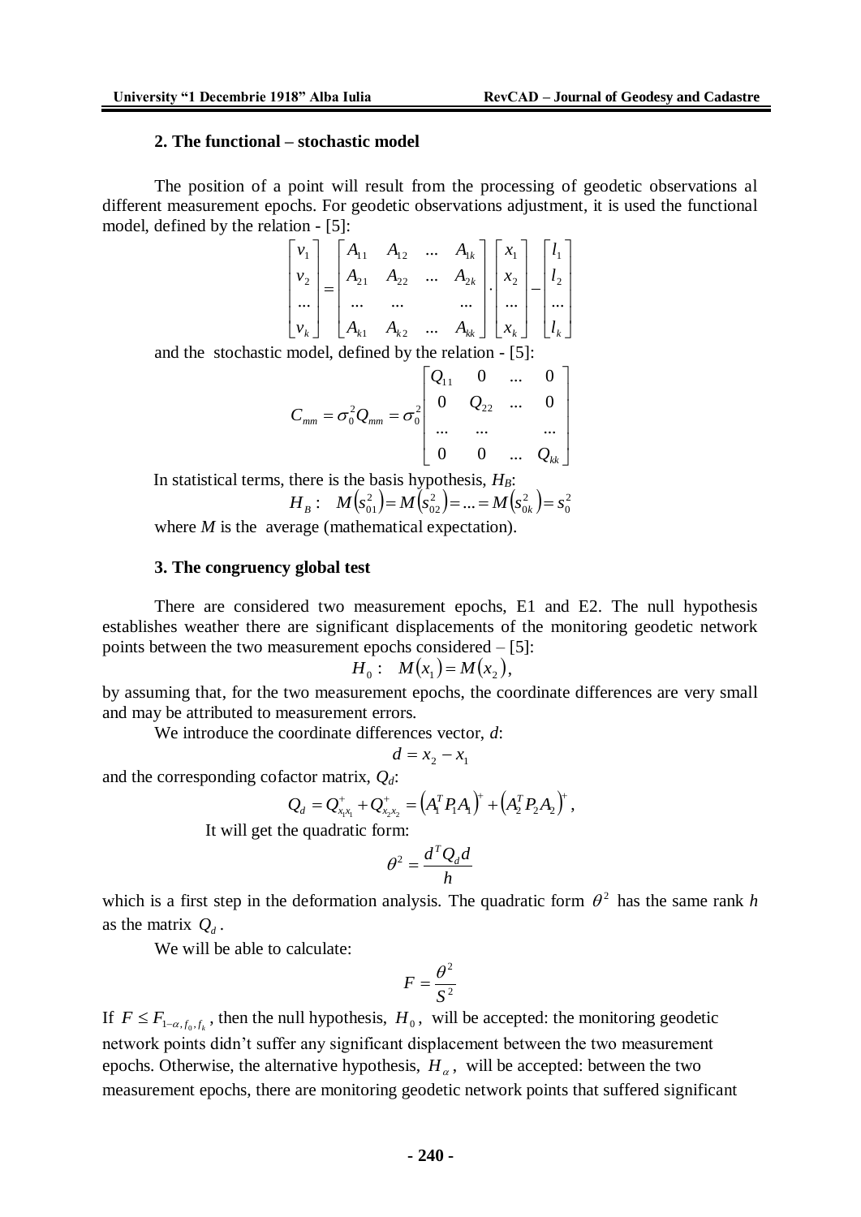### 2. The functional – stochastic model

The position of a point will result from the processing of geodetic observations al different measurement epochs. For geodetic observations adjustment, it is used the functional model, defined by the relation - [5]:

$$\begin{bmatrix} v_1 \\ v_2 \\ ... \\ v_k \end{bmatrix} = \begin{bmatrix} A_{11} & A_{12} & ... & A_{1k} \\ A_{21} & A_{22} & ... & A_{2k} \\ ... & ... & & ... \\ A_{k1} & A_{k2} & ... & A_{kk} \end{bmatrix} \cdot \begin{bmatrix} x_1 \\ x_2 \\ ... \\ x_k \end{bmatrix} - \begin{bmatrix} l_1 \\ l_2 \\ ... \\ l_k \end{bmatrix}$$

and the stochastic model, defined by the relation - [5]:

$$C_{mm} = \sigma_0^2 Q_{mm} = \sigma_0^2 \begin{bmatrix} Q_{11} & 0 & ... & 0 \\ 0 & Q_{22} & ... & 0 \\ ... & ... & & ... \\ 0 & 0 & ... & Q_{kk} \end{bmatrix}$$

In statistical terms, there is the basis hypothesis, $H_B$:

$$H_B: \quad M\left(s_{01}^2\right) = M\left(s_{02}^2\right) = ... = M\left(s_{0k}^2\right) = s_0^2$$

where $M$ is the average (mathematical expectation).

### 3. The congruency global test

There are considered two measurement epochs, E1 and E2. The null hypothesis establishes weather there are significant displacements of the monitoring geodetic network points between the two measurement epochs considered – [5]:

$$H_0: \quad M(x_1) = M(x_2),$$

by assuming that, for the two measurement epochs, the coordinate differences are very small and may be attributed to measurement errors.

We introduce the coordinate differences vector, $d$:

$$d = x_2 - x_1$$

and the corresponding cofactor matrix, $Q_d$:

$$Q_d = Q_{x_1x_1}^{+} + Q_{x_2x_2}^{+} = \left(A_1^T P_1 A_1\right)^{+} + \left(A_2^T P_2 A_2\right)^{+},$$

It will get the quadratic form:

$$\theta^2 = \frac{d^T Q_d d}{h}$$

which is a first step in the deformation analysis. The quadratic form $\theta^2$ has the same rank $h$ as the matrix $Q_d$.

We will be able to calculate:

$$F = \frac{\theta^2}{S^2}$$

If $F \le F_{1-\alpha, f_0, f_k}$, then the null hypothesis, $H_0$, will be accepted: the monitoring geodetic network points didn't suffer any significant displacement between the two measurement epochs. Otherwise, the alternative hypothesis, $H_\alpha$, will be accepted: between the two measurement epochs, there are monitoring geodetic network points that suffered significant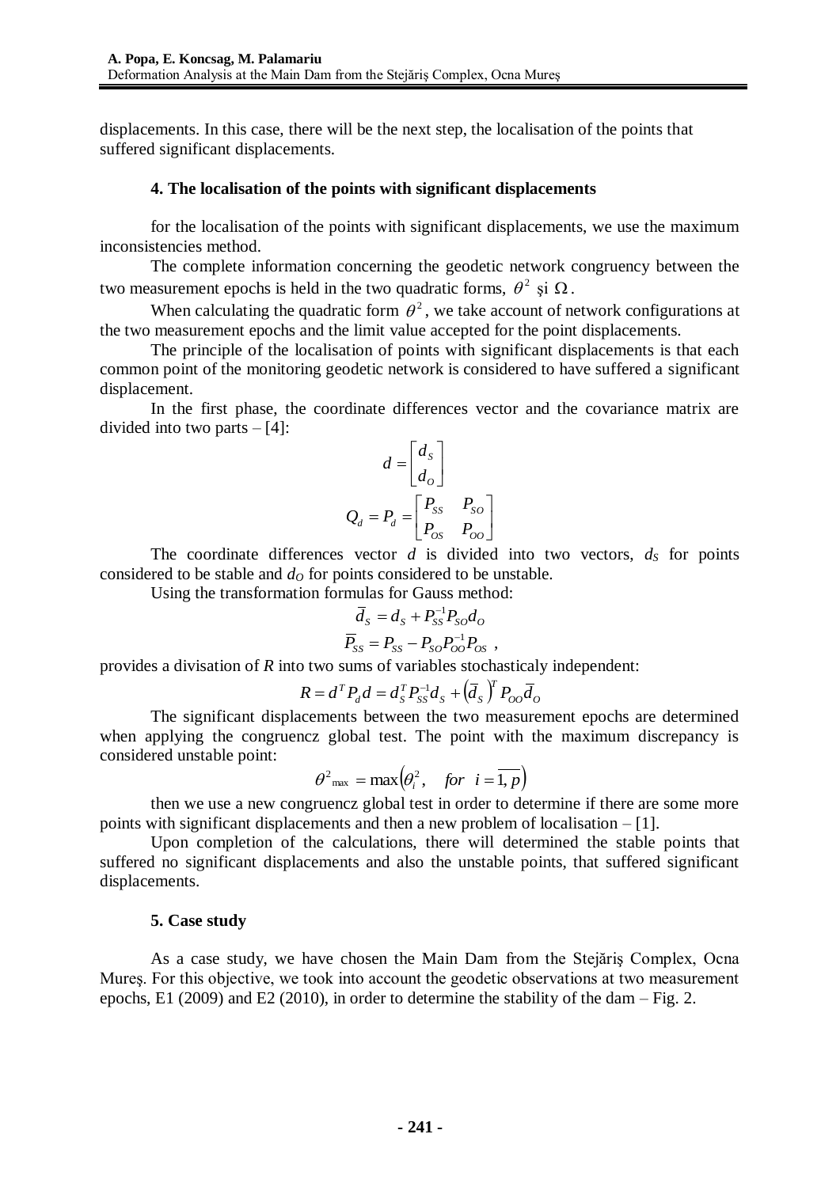displacements. In this case, there will be the next step, the localisation of the points that suffered significant displacements.

### 4. The localisation of the points with significant displacements

for the localisation of the points with significant displacements, we use the maximum inconsistencies method.

The complete information concerning the geodetic network congruency between the two measurement epochs is held in the two quadratic forms, $\theta^2$ şi $\Omega$.

When calculating the quadratic form $\theta^2$, we take account of network configurations at the two measurement epochs and the limit value accepted for the point displacements.

The principle of the localisation of points with significant displacements is that each common point of the monitoring geodetic network is considered to have suffered a significant displacement.

In the first phase, the coordinate differences vector and the covariance matrix are divided into two parts – [4]:

$$d = \begin{bmatrix} d_S \\ d_O \end{bmatrix}$$

$$Q_d = P_d = \begin{bmatrix} P_{SS} & P_{SO} \\ P_{OS} & P_{OO} \end{bmatrix}$$

The coordinate differences vector $d$ is divided into two vectors, $d_S$ for points considered to be stable and $d_O$ for points considered to be unstable.

Using the transformation formulas for Gauss method:

$$\bar{d}_S = d_S + P_{SS}^{-1} P_{SO} d_O$$

$$\bar{P}_{SS} = P_{SS} - P_{SO} P_{OO}^{-1} P_{OS} \ ,$$

provides a divisation of $R$ into two sums of variables stochasticaly independent:

$$R = d^T P_d d = d_S^T P_{SS}^{-1} d_S + \left(\bar{d}_S\right)^T P_{OO} \bar{d}_O$$

The significant displacements between the two measurement epochs are determined when applying the congruencz global test. The point with the maximum discrepancy is considered unstable point:

$$\theta^2{}_{\max} = \max\left(\theta_i^2, \quad for \ \ i = \overline{1, p}\right)$$

then we use a new congruencz global test in order to determine if there are some more points with significant displacements and then a new problem of localisation – [1].

Upon completion of the calculations, there will determined the stable points that suffered no significant displacements and also the unstable points, that suffered significant displacements.

### 5. Case study

As a case study, we have chosen the Main Dam from the Stejăriş Complex, Ocna Mureş. For this objective, we took into account the geodetic observations at two measurement epochs, E1 (2009) and E2 (2010), in order to determine the stability of the dam – Fig. 2.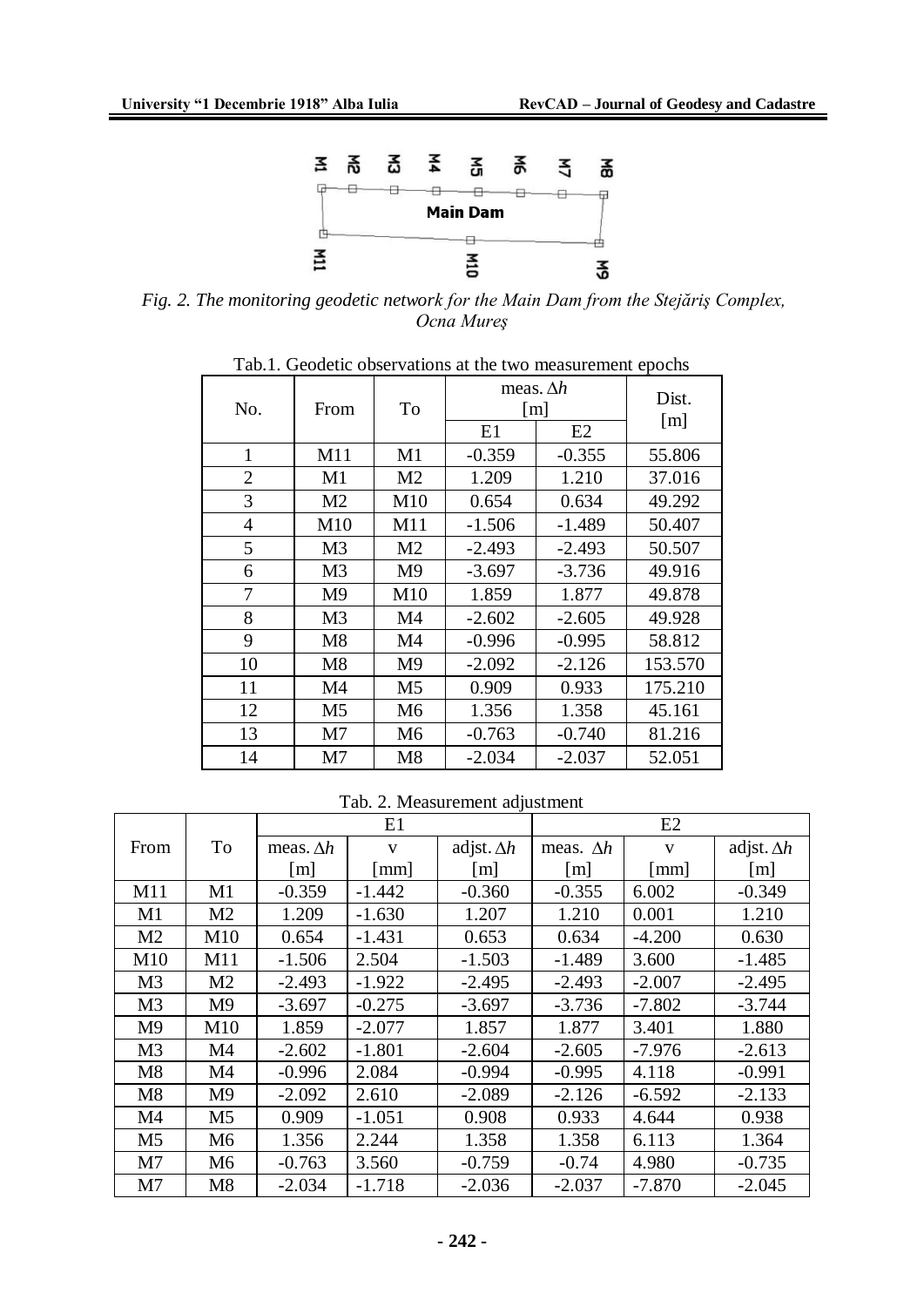*Fig. 2. The monitoring geodetic network for the Main Dam from the Stejăriş Complex, Ocna Mureş*

Tab.1. Geodetic observations at the two measurement epochs

| No. | From | To | meas. $\Delta h$ [m] | | Dist. [m] |
|---|---|---|---|---|---|
| | | | E1 | E2 | |
| 1 | M11 | M1 | -0.359 | -0.355 | 55.806 |
| 2 | M1 | M2 | 1.209 | 1.210 | 37.016 |
| 3 | M2 | M10 | 0.654 | 0.634 | 49.292 |
| 4 | M10 | M11 | -1.506 | -1.489 | 50.407 |
| 5 | M3 | M2 | -2.493 | -2.493 | 50.507 |
| 6 | M3 | M9 | -3.697 | -3.736 | 49.916 |
| 7 | M9 | M10 | 1.859 | 1.877 | 49.878 |
| 8 | M3 | M4 | -2.602 | -2.605 | 49.928 |
| 9 | M8 | M4 | -0.996 | -0.995 | 58.812 |
| 10 | M8 | M9 | -2.092 | -2.126 | 153.570 |
| 11 | M4 | M5 | 0.909 | 0.933 | 175.210 |
| 12 | M5 | M6 | 1.356 | 1.358 | 45.161 |
| 13 | M7 | M6 | -0.763 | -0.740 | 81.216 |
| 14 | M7 | M8 | -2.034 | -2.037 | 52.051 |

Tab. 2. Measurement adjustment

| From | To | E1 | | | E2 | | |
|---|---|---|---|---|---|---|---|
| | | meas. $\Delta h$ [m] | v [mm] | adjst. $\Delta h$ [m] | meas. $\Delta h$ [m] | v [mm] | adjst. $\Delta h$ [m] |
| M11 | M1 | -0.359 | -1.442 | -0.360 | -0.355 | 6.002 | -0.349 |
| M1 | M2 | 1.209 | -1.630 | 1.207 | 1.210 | 0.001 | 1.210 |
| M2 | M10 | 0.654 | -1.431 | 0.653 | 0.634 | -4.200 | 0.630 |
| M10 | M11 | -1.506 | 2.504 | -1.503 | -1.489 | 3.600 | -1.485 |
| M3 | M2 | -2.493 | -1.922 | -2.495 | -2.493 | -2.007 | -2.495 |
| M3 | M9 | -3.697 | -0.275 | -3.697 | -3.736 | -7.802 | -3.744 |
| M9 | M10 | 1.859 | -2.077 | 1.857 | 1.877 | 3.401 | 1.880 |
| M3 | M4 | -2.602 | -1.801 | -2.604 | -2.605 | -7.976 | -2.613 |
| M8 | M4 | -0.996 | 2.084 | -0.994 | -0.995 | 4.118 | -0.991 |
| M8 | M9 | -2.092 | 2.610 | -2.089 | -2.126 | -6.592 | -2.133 |
| M4 | M5 | 0.909 | -1.051 | 0.908 | 0.933 | 4.644 | 0.938 |
| M5 | M6 | 1.356 | 2.244 | 1.358 | 1.358 | 6.113 | 1.364 |
| M7 | M6 | -0.763 | 3.560 | -0.759 | -0.74 | 4.980 | -0.735 |
| M7 | M8 | -2.034 | -1.718 | -2.036 | -2.037 | -7.870 | -2.045 |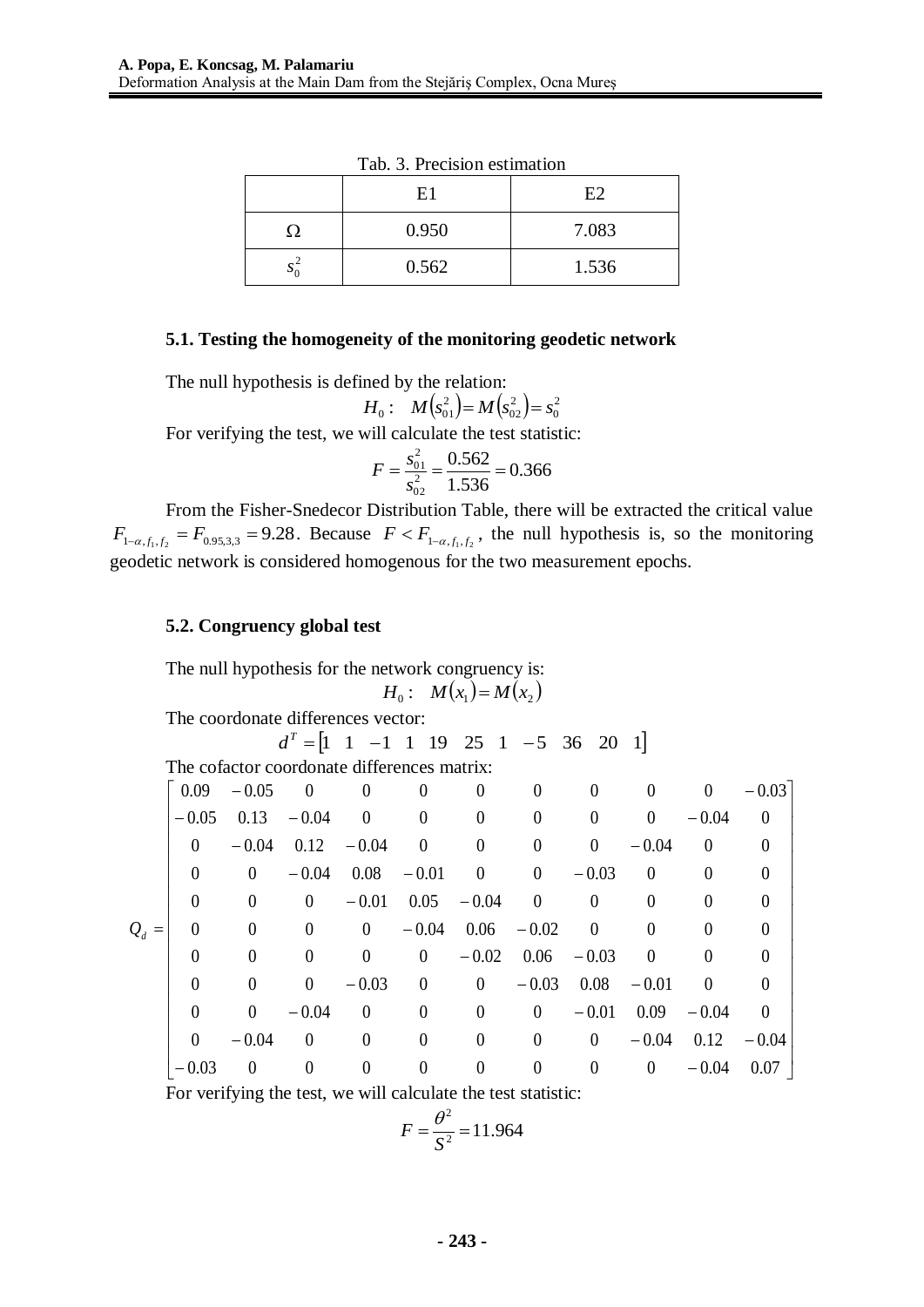Tab. 3. Precision estimation

| | E1 | E2 |
|---|---|---|
| $\Omega$ | 0.950 | 7.083 |
| $s_0^2$ | 0.562 | 1.536 |

### 5.1. Testing the homogeneity of the monitoring geodetic network

The null hypothesis is defined by the relation:

$$H_0: \quad M\left(s_{01}^2\right) = M\left(s_{02}^2\right) = s_0^2$$

For verifying the test, we will calculate the test statistic:

$$F = \frac{s_{01}^2}{s_{02}^2} = \frac{0.562}{1.536} = 0.366$$

From the Fisher-Snedecor Distribution Table, there will be extracted the critical value $F_{1-\alpha, f_1, f_2} = F_{0.95,3,3} = 9.28$. Because $F < F_{1-\alpha, f_1, f_2}$, the null hypothesis is, so the monitoring geodetic network is considered homogenous for the two measurement epochs.

### 5.2. Congruency global test

The null hypothesis for the network congruency is:

$$H_0: \quad M(x_1) = M(x_2)$$

The coordonate differences vector:

$$d^T = \begin{bmatrix} 1 & 1 & -1 & 1 & 19 & 25 & 1 & -5 & 36 & 20 & 1 \end{bmatrix}$$

The cofactor coordonate differences matrix:

$$Q_d = \begin{bmatrix}
0.09 & -0.05 & 0 & 0 & 0 & 0 & 0 & 0 & 0 & 0 & -0.03 \\
-0.05 & 0.13 & -0.04 & 0 & 0 & 0 & 0 & 0 & 0 & -0.04 & 0 \\
0 & -0.04 & 0.12 & -0.04 & 0 & 0 & 0 & 0 & -0.04 & 0 & 0 \\
0 & 0 & -0.04 & 0.08 & -0.01 & 0 & 0 & -0.03 & 0 & 0 & 0 \\
0 & 0 & 0 & -0.01 & 0.05 & -0.04 & 0 & 0 & 0 & 0 & 0 \\
0 & 0 & 0 & 0 & -0.04 & 0.06 & -0.02 & 0 & 0 & 0 & 0 \\
0 & 0 & 0 & 0 & 0 & -0.02 & 0.06 & -0.03 & 0 & 0 & 0 \\
0 & 0 & 0 & -0.03 & 0 & 0 & -0.03 & 0.08 & -0.01 & 0 & 0 \\
0 & 0 & -0.04 & 0 & 0 & 0 & 0 & -0.01 & 0.09 & -0.04 & 0 \\
0 & -0.04 & 0 & 0 & 0 & 0 & 0 & 0 & -0.04 & 0.12 & -0.04 \\
-0.03 & 0 & 0 & 0 & 0 & 0 & 0 & 0 & 0 & -0.04 & 0.07
\end{bmatrix}$$

For verifying the test, we will calculate the test statistic:

$$F = \frac{\theta^2}{S^2} = 11.964$$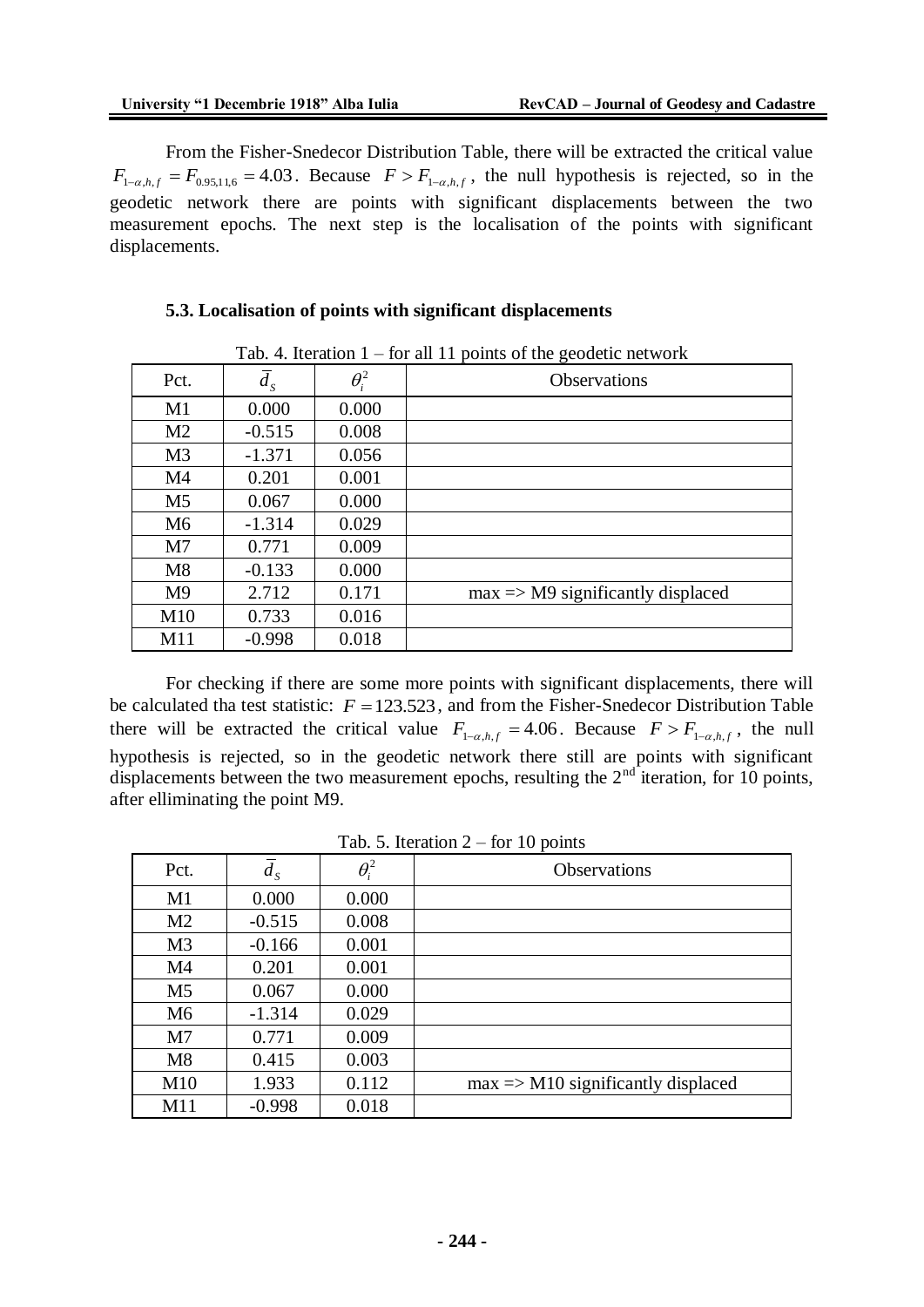From the Fisher-Snedecor Distribution Table, there will be extracted the critical value $F_{1-\alpha,h,f} = F_{0.95,11,6} = 4.03$. Because $F > F_{1-\alpha,h,f}$, the null hypothesis is rejected, so in the geodetic network there are points with significant displacements between the two measurement epochs. The next step is the localisation of the points with significant displacements.

### 5.3. Localisation of points with significant displacements

Tab. 4. Iteration 1 – for all 11 points of the geodetic network

| Pct. | $\bar{d}_S$ | $\theta_i^2$ | Observations |
|---|---|---|---|
| M1 | 0.000 | 0.000 | |
| M2 | -0.515 | 0.008 | |
| M3 | -1.371 | 0.056 | |
| M4 | 0.201 | 0.001 | |
| M5 | 0.067 | 0.000 | |
| M6 | -1.314 | 0.029 | |
| M7 | 0.771 | 0.009 | |
| M8 | -0.133 | 0.000 | |
| M9 | 2.712 | 0.171 | max => M9 significantly displaced |
| M10 | 0.733 | 0.016 | |
| M11 | -0.998 | 0.018 | |

For checking if there are some more points with significant displacements, there will be calculated tha test statistic: $F = 123.523$, and from the Fisher-Snedecor Distribution Table there will be extracted the critical value $F_{1-\alpha,h,f} = 4.06$. Because $F > F_{1-\alpha,h,f}$, the null hypothesis is rejected, so in the geodetic network there still are points with significant displacements between the two measurement epochs, resulting the 2nd iteration, for 10 points, after elliminating the point M9.

Tab. 5. Iteration 2 – for 10 points

| Pct. | $\bar{d}_S$ | $\theta_i^2$ | Observations |
|---|---|---|---|
| M1 | 0.000 | 0.000 | |
| M2 | -0.515 | 0.008 | |
| M3 | -0.166 | 0.001 | |
| M4 | 0.201 | 0.001 | |
| M5 | 0.067 | 0.000 | |
| M6 | -1.314 | 0.029 | |
| M7 | 0.771 | 0.009 | |
| M8 | 0.415 | 0.003 | |
| M10 | 1.933 | 0.112 | max => M10 significantly displaced |
| M11 | -0.998 | 0.018 | |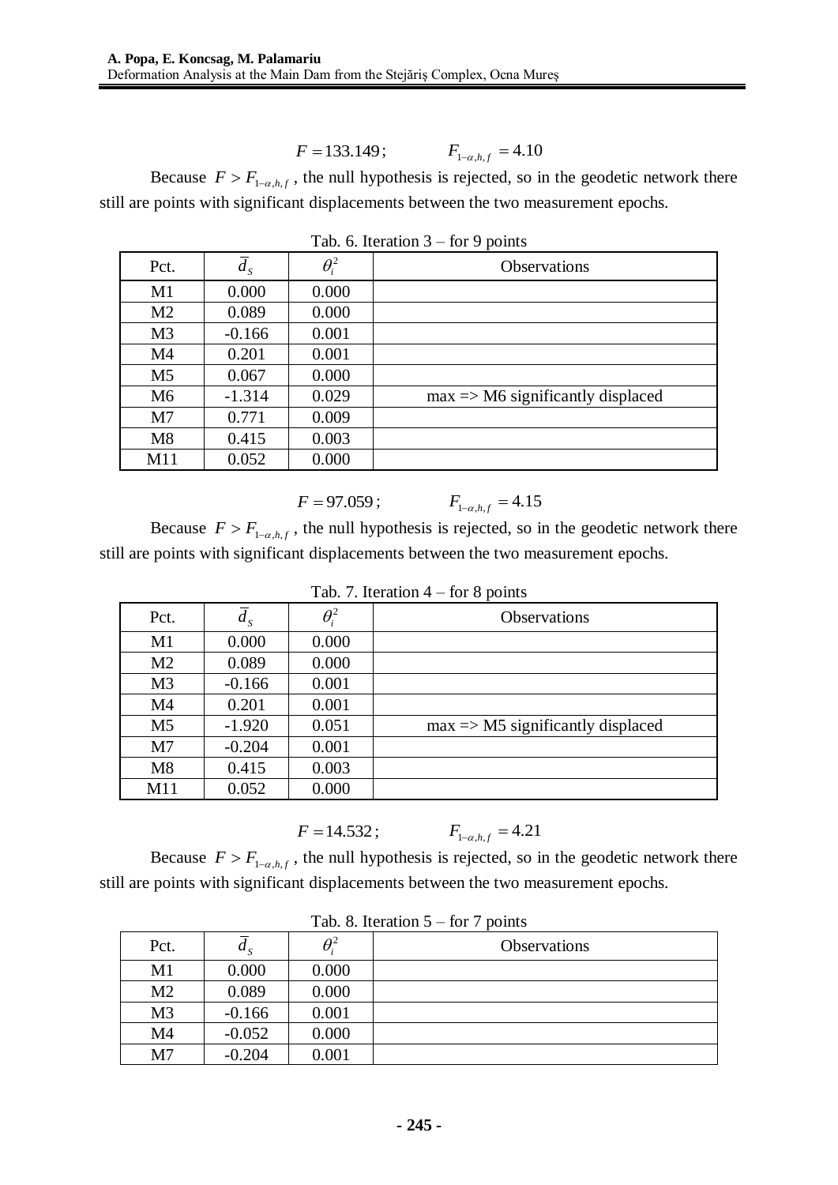$$F = 133.149; \qquad F_{1-\alpha,h,f} = 4.10$$

Because $F > F_{1-\alpha,h,f}$, the null hypothesis is rejected, so in the geodetic network there still are points with significant displacements between the two measurement epochs.

Tab. 6. Iteration 3 – for 9 points

| Pct. | $\bar{d}_S$ | $\theta_i^2$ | Observations |
|---|---|---|---|
| M1 | 0.000 | 0.000 | |
| M2 | 0.089 | 0.000 | |
| M3 | -0.166 | 0.001 | |
| M4 | 0.201 | 0.001 | |
| M5 | 0.067 | 0.000 | |
| M6 | -1.314 | 0.029 | max => M6 significantly displaced |
| M7 | 0.771 | 0.009 | |
| M8 | 0.415 | 0.003 | |
| M11 | 0.052 | 0.000 | |

$$F = 97.059; \qquad F_{1-\alpha,h,f} = 4.15$$

Because $F > F_{1-\alpha,h,f}$, the null hypothesis is rejected, so in the geodetic network there still are points with significant displacements between the two measurement epochs.

Tab. 7. Iteration 4 – for 8 points

| Pct. | $\bar{d}_S$ | $\theta_i^2$ | Observations |
|---|---|---|---|
| M1 | 0.000 | 0.000 | |
| M2 | 0.089 | 0.000 | |
| M3 | -0.166 | 0.001 | |
| M4 | 0.201 | 0.001 | |
| M5 | -1.920 | 0.051 | max => M5 significantly displaced |
| M7 | -0.204 | 0.001 | |
| M8 | 0.415 | 0.003 | |
| M11 | 0.052 | 0.000 | |

$$F = 14.532; \qquad F_{1-\alpha,h,f} = 4.21$$

Because $F > F_{1-\alpha,h,f}$, the null hypothesis is rejected, so in the geodetic network there still are points with significant displacements between the two measurement epochs.

Tab. 8. Iteration 5 – for 7 points

| Pct. | $\bar{d}_S$ | $\theta_i^2$ | Observations |
|---|---|---|---|
| M1 | 0.000 | 0.000 | |
| M2 | 0.089 | 0.000 | |
| M3 | -0.166 | 0.001 | |
| M4 | -0.052 | 0.000 | |
| M7 | -0.204 | 0.001 | |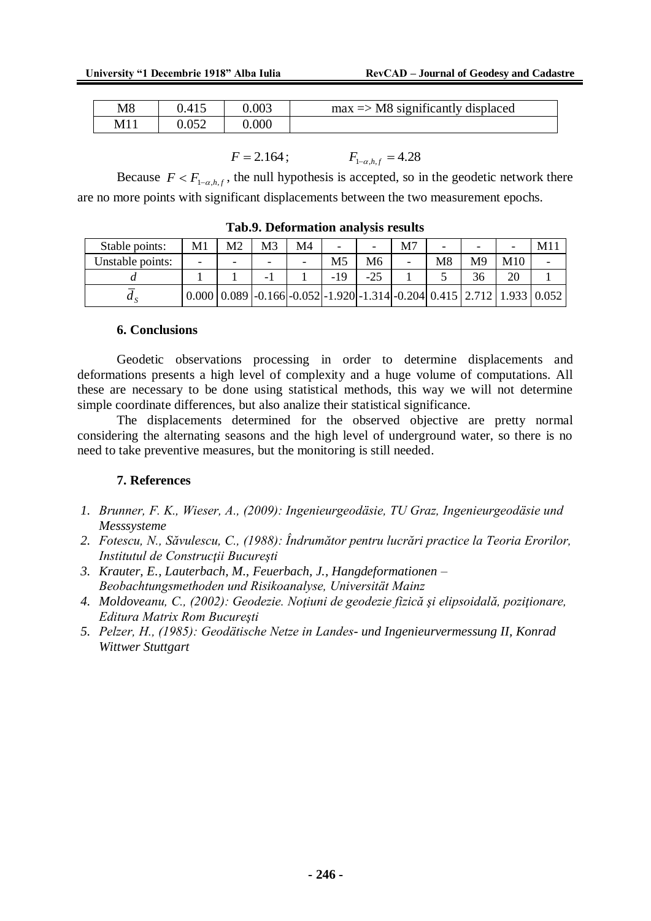| | | | |
|---|---|---|---|
| M8 | 0.415 | 0.003 | max => M8 significantly displaced |
| M11 | 0.052 | 0.000 | |

$$F = 2.164; \qquad F_{1-\alpha,h,f} = 4.28$$

Because $F < F_{1-\alpha,h,f}$, the null hypothesis is accepted, so in the geodetic network there are no more points with significant displacements between the two measurement epochs.

**Tab.9. Deformation analysis results**

| Stable points: | M1 | M2 | M3 | M4 | - | - | M7 | - | - | - | M11 |
|---|---|---|---|---|---|---|---|---|---|---|---|
| Unstable points: | - | - | - | - | M5 | M6 | - | M8 | M9 | M10 | - |
| $d$ | 1 | 1 | -1 | 1 | -19 | -25 | 1 | 5 | 36 | 20 | 1 |
| $\bar{d}_S$ | 0.000 | 0.089 | -0.166 | -0.052 | -1.920 | -1.314 | -0.204 | 0.415 | 2.712 | 1.933 | 0.052 |

## 6. Conclusions

Geodetic observations processing in order to determine displacements and deformations presents a high level of complexity and a huge volume of computations. All these are necessary to be done using statistical methods, this way we will not determine simple coordinate differences, but also analize their statistical significance.

The displacements determined for the observed objective are pretty normal considering the alternating seasons and the high level of underground water, so there is no need to take preventive measures, but the monitoring is still needed.

## 7. References

1. *Brunner, F. K., Wieser, A., (2009): Ingenieurgeodäsie, TU Graz, Ingenieurgeodäsie und Messsysteme*
2. *Fotescu, N., Săvulescu, C., (1988): Îndrumător pentru lucrări practice la Teoria Erorilor, Institutul de Construcţii Bucureşti*
3. *Krauter, E., Lauterbach, M., Feuerbach, J., Hangdeformationen – Beobachtungsmethoden und Risikoanalyse, Universität Mainz*
4. *Moldoveanu, C., (2002): Geodezie. Noţiuni de geodezie fizică şi elipsoidală, poziţionare, Editura Matrix Rom Bucureşti*
5. *Pelzer, H., (1985): Geodätische Netze in Landes- und Ingenieurvermessung II, Konrad Wittwer Stuttgart*